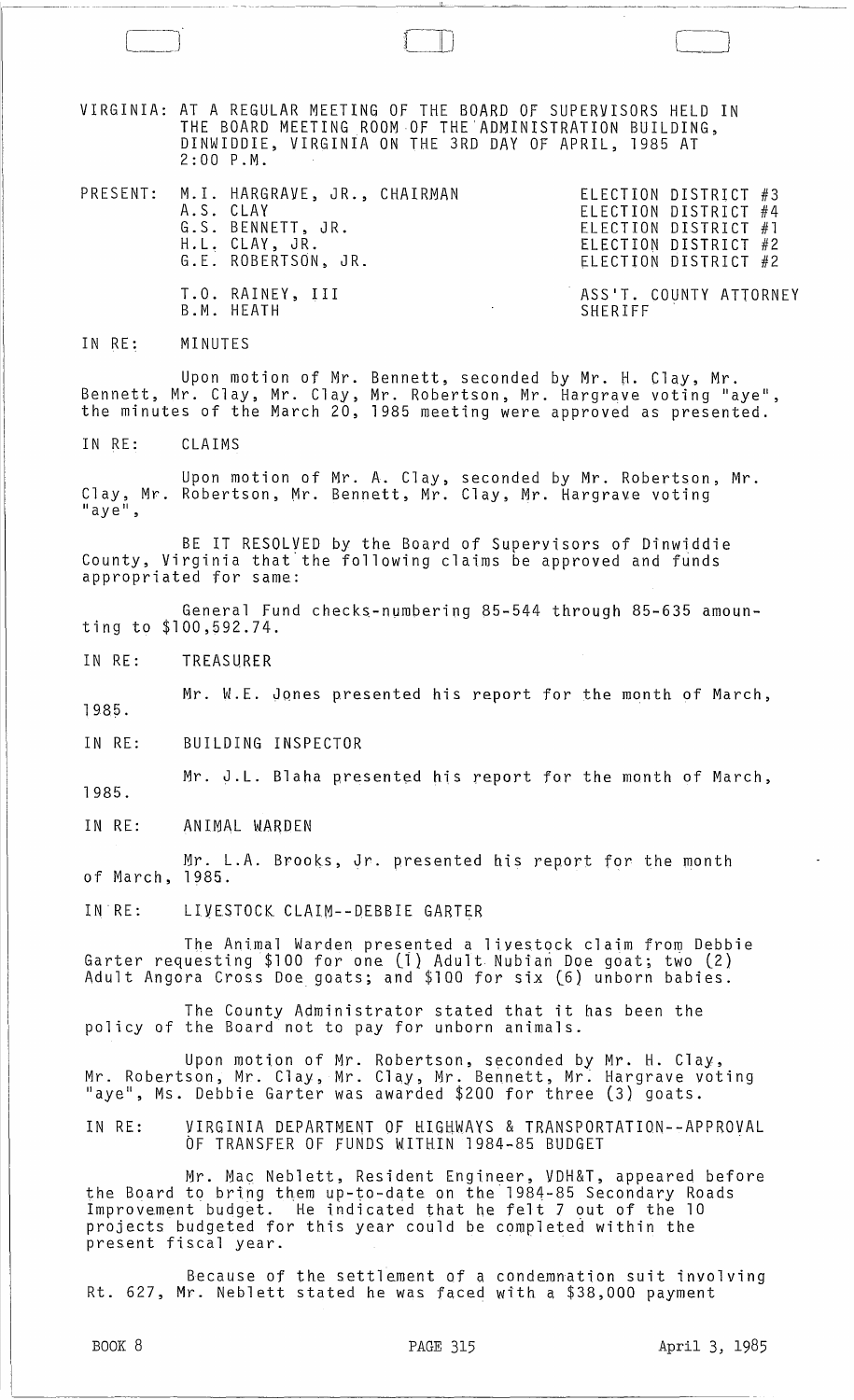VIRGINIA: AT A REGULAR MEETING OF THE BOARD OF SUPERVISORS HELD IN THE BOARD MEETING ROOM OF THE ADMINISTRATION BUILDING, DINWIDDIE, VIRGINIA ON THE 3RD DAY OF APRIL, 1985 AT 2:00 P.M.

| PRESENT: | | |
|---|---|---|
| | M.I. HARGRAVE, JR., CHAIRMAN | ELECTION DISTRICT #3 |
| | A.S. CLAY | ELECTION DISTRICT #4 |
| | G.S. BENNETT, JR. | ELECTION DISTRICT #1 |
| | H.L. CLAY, JR. | ELECTION DISTRICT #2 |
| | G.E. ROBERTSON, JR. | ELECTION DISTRICT #2 |
| | T.O. RAINEY, III | ASS'T. COUNTY ATTORNEY |
| | B.M. HEATH | SHERIFF |

IN RE: MINUTES

Upon motion of Mr. Bennett, seconded by Mr. H. Clay, Mr. Bennett, Mr. Clay, Mr. Clay, Mr. Robertson, Mr. Hargrave voting "aye", the minutes of the March 20, 1985 meeting were approved as presented.

IN RE: CLAIMS

Upon motion of Mr. A. Clay, seconded by Mr. Robertson, Mr. Clay, Mr. Robertson, Mr. Bennett, Mr. Clay, Mr. Hargrave voting "aye",

BE IT RESOLVED by the Board of Supervisors of Dinwiddie County, Virginia that the following claims be approved and funds appropriated for same:

General Fund checks-numbering 85-544 through 85-635 amounting to $100,592.74.

IN RE: TREASURER

Mr. W.E. Jones presented his report for the month of March, 1985.

IN RE: BUILDING INSPECTOR

Mr. J.L. Blaha presented his report for the month of March, 1985.

IN RE: ANIMAL WARDEN

Mr. L.A. Brooks, Jr. presented his report for the month of March, 1985.

IN RE: LIVESTOCK CLAIM--DEBBIE GARTER

The Animal Warden presented a livestock claim from Debbie Garter requesting $100 for one (1) Adult Nubian Doe goat; two (2) Adult Angora Cross Doe goats; and $100 for six (6) unborn babies.

The County Administrator stated that it has been the policy of the Board not to pay for unborn animals.

Upon motion of Mr. Robertson, seconded by Mr. H. Clay, Mr. Robertson, Mr. Clay, Mr. Clay, Mr. Bennett, Mr. Hargrave voting "aye", Ms. Debbie Garter was awarded $200 for three (3) goats.

IN RE: VIRGINIA DEPARTMENT OF HIGHWAYS & TRANSPORTATION--APPROVAL OF TRANSFER OF FUNDS WITHIN 1984-85 BUDGET

Mr. Mac Neblett, Resident Engineer, VDH&T, appeared before the Board to bring them up-to-date on the 1984-85 Secondary Roads Improvement budget. He indicated that he felt 7 out of the 10 projects budgeted for this year could be completed within the present fiscal year.

Because of the settlement of a condemnation suit involving Rt. 627, Mr. Neblett stated he was faced with a $38,000 payment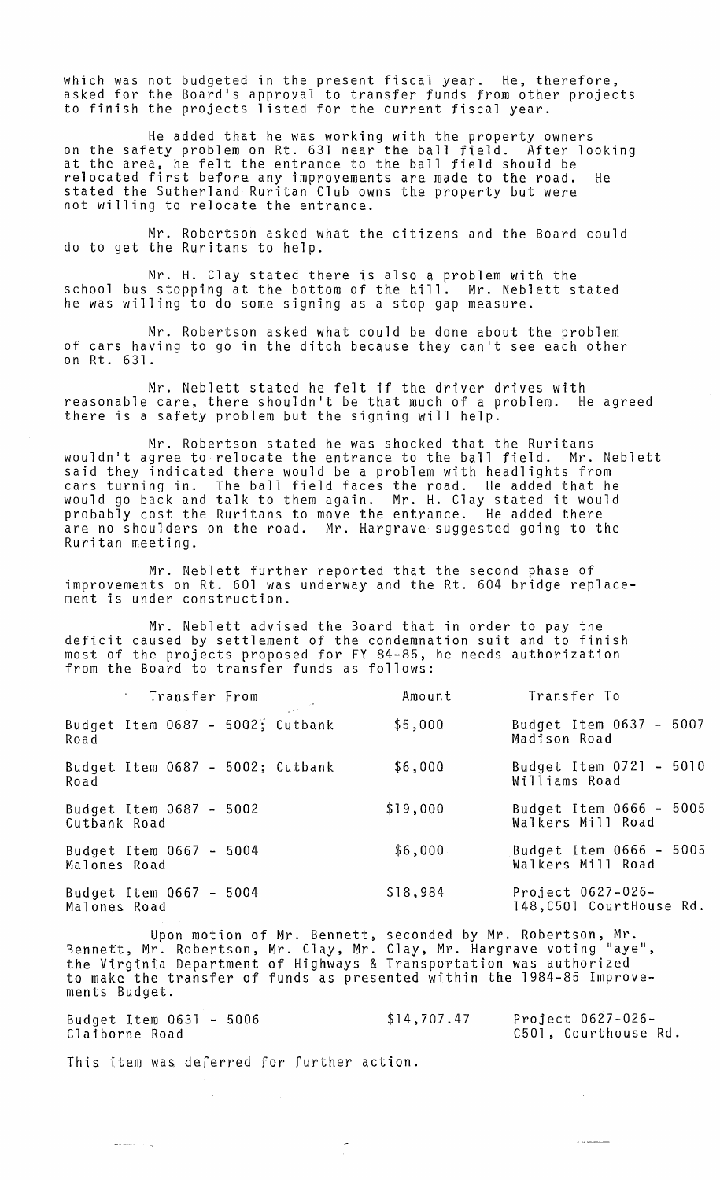which was not budgeted in the present fiscal year. He, therefore, asked for the Board's approval to transfer funds from other projects to finish the projects listed for the current fiscal year.

He added that he was working with the property owners on the safety problem on Rt. 631 near the ball field. After looking at the area, he felt the entrance to the ball field should be relocated first before any improvements are made to the road. He stated the Sutherland Ruritan Club owns the property but were not willing to relocate the entrance.

Mr. Robertson asked what the citizens and the Board could do to get the Ruritans to help.

Mr. H. Clay stated there is also a problem with the school bus stopping at the bottom of the hill. Mr. Neblett stated he was willing to do some signing as a stop gap measure.

Mr. Robertson asked what could be done about the problem of cars having to go in the ditch because they can't see each other on Rt. 631.

Mr. Neblett stated he felt if the driver drives with reasonable care, there shouldn't be that much of a problem. He agreed there is a safety problem but the signing will help.

Mr. Robertson stated he was shocked that the Ruritans wouldn't agree to relocate the entrance to the ball field. Mr. Neblett said they indicated there would be a problem with headlights from cars turning in. The ball field faces the road. He added that he would go back and talk to them again. Mr. H. Clay stated it would probably cost the Ruritans to move the entrance. He added there are no shoulders on the road. Mr. Hargrave suggested going to the Ruritan meeting.

Mr. Neblett further reported that the second phase of improvements on Rt. 601 was underway and the Rt. 604 bridge replacement is under construction.

Mr. Neblett advised the Board that in order to pay the deficit caused by settlement of the condemnation suit and to finish most of the projects proposed for FY 84-85, he needs authorization from the Board to transfer funds as follows:

| Transfer From | Amount | Transfer To |
|---|---|---|
| Budget Item 0687 - 5002; Cutbank Road | $5,000 | Budget Item 0637 - 5007 Madison Road |
| Budget Item 0687 - 5002; Cutbank Road | $6,000 | Budget Item 0721 - 5010 Williams Road |
| Budget Item 0687 - 5002 Cutbank Road | $19,000 | Budget Item 0666 - 5005 Walkers Mill Road |
| Budget Item 0667 - 5004 Malones Road | $6,000 | Budget Item 0666 - 5005 Walkers Mill Road |
| Budget Item 0667 - 5004 Malones Road | $18,984 | Project 0627-026-148,C501 CourtHouse Rd. |

Upon motion of Mr. Bennett, seconded by Mr. Robertson, Mr. Bennett, Mr. Robertson, Mr. Clay, Mr. Clay, Mr. Hargrave voting "aye", the Virginia Department of Highways & Transportation was authorized to make the transfer of funds as presented within the 1984-85 Improvements Budget.

| | | |
|---|---|---|
| Budget Item 0631 - 5006 Claiborne Road | $14,707.47 | Project 0627-026-C501, Courthouse Rd. |

This item was deferred for further action.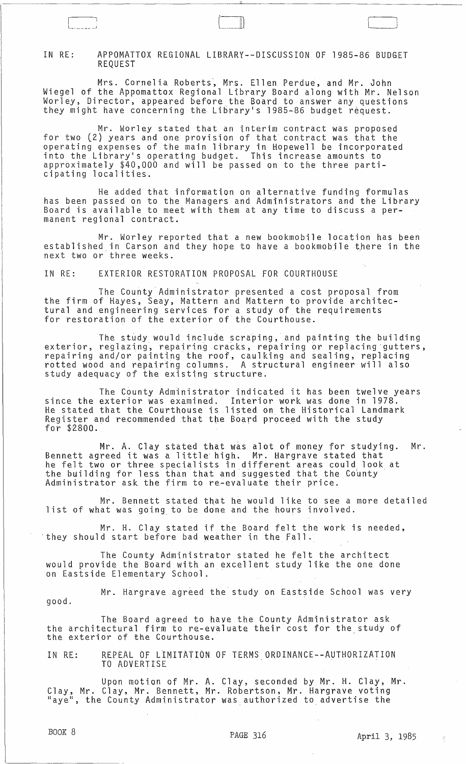IN RE: APPOMATTOX REGIONAL LIBRARY--DISCUSSION OF 1985-86 BUDGET REQUEST

Mrs. Cornelia Roberts, Mrs. Ellen Perdue, and Mr. John Wiegel of the Appomattox Regional Library Board along with Mr. Nelson Worley, Director, appeared before the Board to answer any questions they might have concerning the Library's 1985-86 budget request.

Mr. Worley stated that an interim contract was proposed for two (2) years and one provision of that contract was that the operating expenses of the main library in Hopewell be incorporated into the Library's operating budget. This increase amounts to approximately $40,000 and will be passed on to the three participating localities.

He added that information on alternative funding formulas has been passed on to the Managers and Administrators and the Library Board is available to meet with them at any time to discuss a permanent regional contract.

Mr. Worley reported that a new bookmobile location has been established in Carson and they hope to have a bookmobile there in the next two or three weeks.

IN RE: EXTERIOR RESTORATION PROPOSAL FOR COURTHOUSE

The County Administrator presented a cost proposal from the firm of Hayes, Seay, Mattern and Mattern to provide architectural and engineering services for a study of the requirements for restoration of the exterior of the Courthouse.

The study would include scraping, and painting the building exterior, reglazing, repairing cracks, repairing or replacing gutters, repairing and/or painting the roof, caulking and sealing, replacing rotted wood and repairing columns. A structural engineer will also study adequacy of the existing structure.

The County Administrator indicated it has been twelve years since the exterior was examined. Interior work was done in 1978. He stated that the Courthouse is listed on the Historical Landmark Register and recommended that the Board proceed with the study for $2800.

Mr. A. Clay stated that was alot of money for studying. Mr. Bennett agreed it was a little high. Mr. Hargrave stated that he felt two or three specialists in different areas could look at the building for less than that and suggested that the County Administrator ask the firm to re-evaluate their price.

Mr. Bennett stated that he would like to see a more detailed list of what was going to be done and the hours involved.

Mr. H. Clay stated if the Board felt the work is needed, they should start before bad weather in the Fall.

The County Administrator stated he felt the architect would provide the Board with an excellent study like the one done on Eastside Elementary School.

Mr. Hargrave agreed the study on Eastside School was very good.

The Board agreed to have the County Administrator ask the architectural firm to re-evaluate their cost for the study of the exterior of the Courthouse.

IN RE: REPEAL OF LIMITATION OF TERMS ORDINANCE--AUTHORIZATION TO ADVERTISE

Upon motion of Mr. A. Clay, seconded by Mr. H. Clay, Mr. Clay, Mr. Clay, Mr. Bennett, Mr. Robertson, Mr. Hargrave voting "aye", the County Administrator was authorized to advertise the

BOOK 8 PAGE 316 April 3, 1985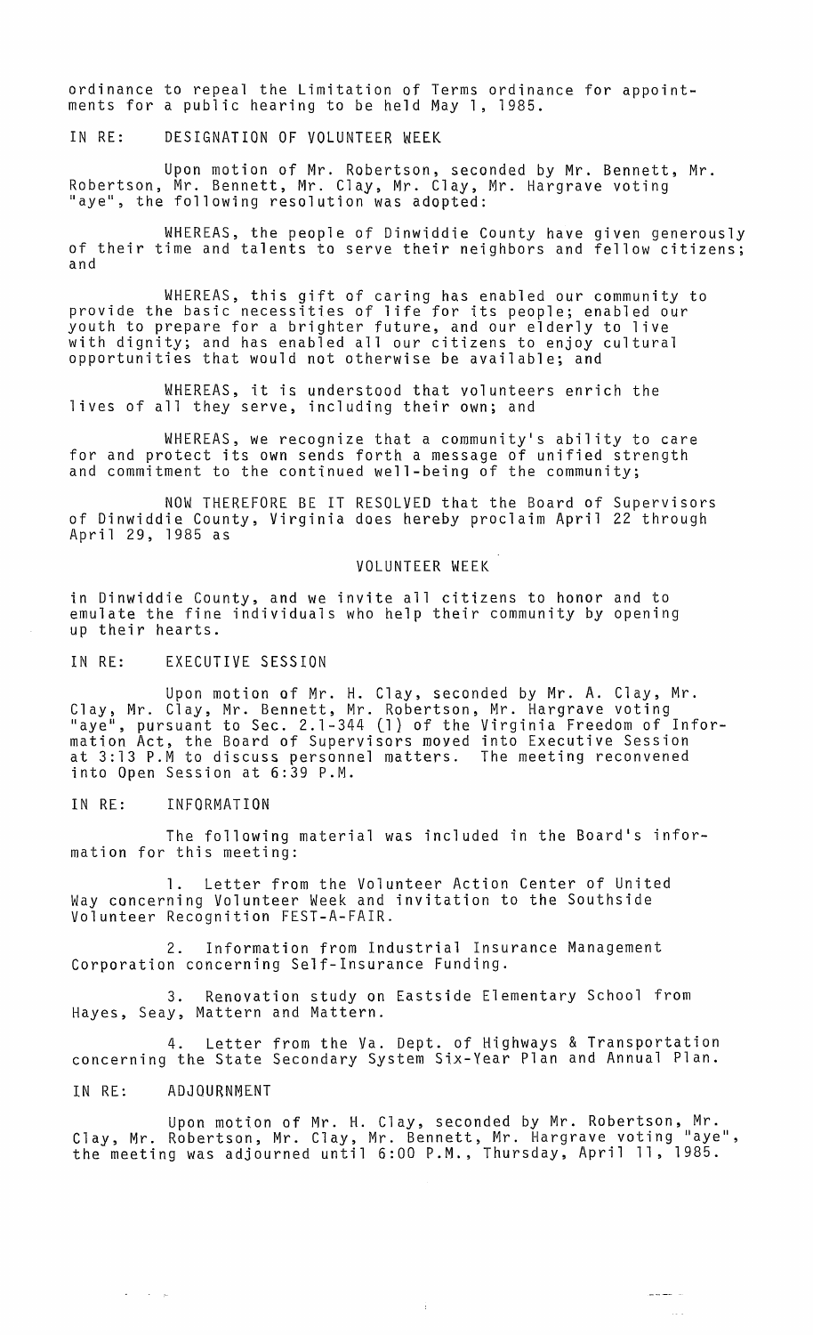ordinance to repeal the Limitation of Terms ordinance for appointments for a public hearing to be held May 1, 1985.

IN RE: DESIGNATION OF VOLUNTEER WEEK

Upon motion of Mr. Robertson, seconded by Mr. Bennett, Mr. Robertson, Mr. Bennett, Mr. Clay, Mr. Clay, Mr. Hargrave voting "aye", the following resolution was adopted:

WHEREAS, the people of Dinwiddie County have given generously of their time and talents to serve their neighbors and fellow citizens; and

WHEREAS, this gift of caring has enabled our community to provide the basic necessities of life for its people; enabled our youth to prepare for a brighter future, and our elderly to live with dignity; and has enabled all our citizens to enjoy cultural opportunities that would not otherwise be available; and

WHEREAS, it is understood that volunteers enrich the lives of all they serve, including their own; and

WHEREAS, we recognize that a community's ability to care for and protect its own sends forth a message of unified strength and commitment to the continued well-being of the community;

NOW THEREFORE BE IT RESOLVED that the Board of Supervisors of Dinwiddie County, Virginia does hereby proclaim April 22 through April 29, 1985 as

VOLUNTEER WEEK

in Dinwiddie County, and we invite all citizens to honor and to emulate the fine individuals who help their community by opening up their hearts.

IN RE: EXECUTIVE SESSION

Upon motion of Mr. H. Clay, seconded by Mr. A. Clay, Mr. Clay, Mr. Clay, Mr. Bennett, Mr. Robertson, Mr. Hargrave voting "aye", pursuant to Sec. 2.1-344 (1) of the Virginia Freedom of Information Act, the Board of Supervisors moved into Executive Session at 3:13 P.M to discuss personnel matters. The meeting reconvened into Open Session at 6:39 P.M.

IN RE: INFORMATION

The following material was included in the Board's information for this meeting:

1. Letter from the Volunteer Action Center of United Way concerning Volunteer Week and invitation to the Southside Volunteer Recognition FEST-A-FAIR.

2. Information from Industrial Insurance Management Corporation concerning Self-Insurance Funding.

3. Renovation study on Eastside Elementary School from Hayes, Seay, Mattern and Mattern.

4. Letter from the Va. Dept. of Highways & Transportation concerning the State Secondary System Six-Year Plan and Annual Plan.

IN RE: ADJOURNMENT

Upon motion of Mr. H. Clay, seconded by Mr. Robertson, Mr. Clay, Mr. Robertson, Mr. Clay, Mr. Bennett, Mr. Hargrave voting "aye", the meeting was adjourned until 6:00 P.M., Thursday, April 11, 1985.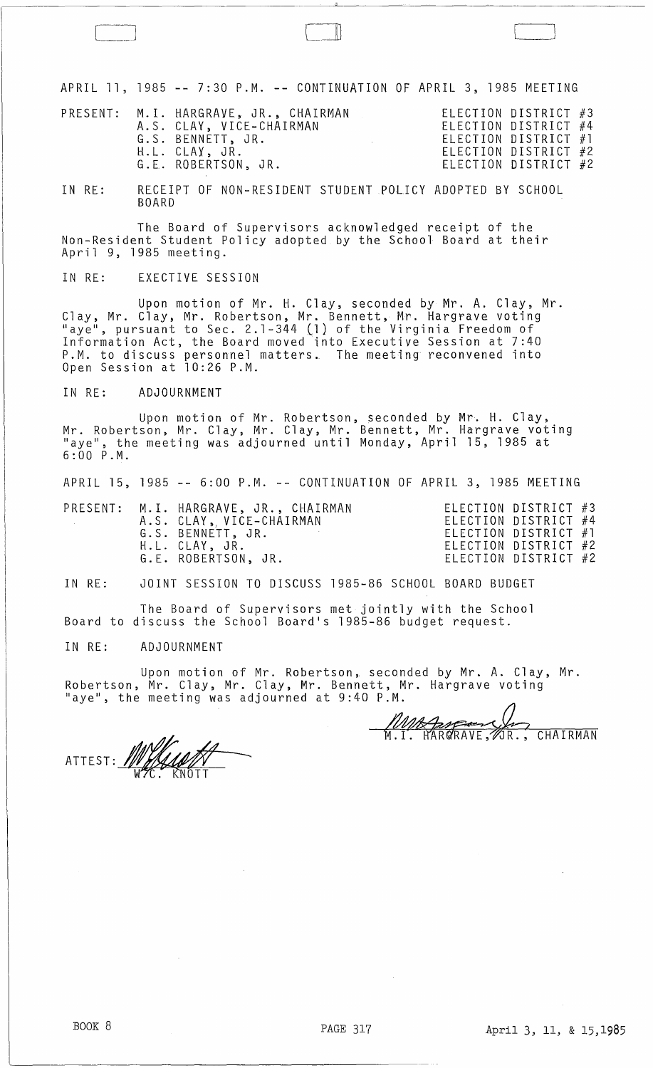APRIL 11, 1985 -- 7:30 P.M. -- CONTINUATION OF APRIL 3, 1985 MEETING

| PRESENT: | |
|---|---|
| M.I. HARGRAVE, JR., CHAIRMAN | ELECTION DISTRICT #3 |
| A.S. CLAY, VICE-CHAIRMAN | ELECTION DISTRICT #4 |
| G.S. BENNETT, JR. | ELECTION DISTRICT #1 |
| H.L. CLAY, JR. | ELECTION DISTRICT #2 |
| G.E. ROBERTSON, JR. | ELECTION DISTRICT #2 |

IN RE: RECEIPT OF NON-RESIDENT STUDENT POLICY ADOPTED BY SCHOOL BOARD

The Board of Supervisors acknowledged receipt of the Non-Resident Student Policy adopted by the School Board at their April 9, 1985 meeting.

IN RE: EXECUTIVE SESSION

Upon motion of Mr. H. Clay, seconded by Mr. A. Clay, Mr. Clay, Mr. Clay, Mr. Robertson, Mr. Bennett, Mr. Hargrave voting "aye", pursuant to Sec. 2.1-344 (1) of the Virginia Freedom of Information Act, the Board moved into Executive Session at 7:40 P.M. to discuss personnel matters. The meeting reconvened into Open Session at 10:26 P.M.

IN RE: ADJOURNMENT

Upon motion of Mr. Robertson, seconded by Mr. H. Clay, Mr. Robertson, Mr. Clay, Mr. Clay, Mr. Bennett, Mr. Hargrave voting "aye", the meeting was adjourned until Monday, April 15, 1985 at 6:00 P.M.

APRIL 15, 1985 -- 6:00 P.M. -- CONTINUATION OF APRIL 3, 1985 MEETING

| PRESENT: | |
|---|---|
| M.I. HARGRAVE, JR., CHAIRMAN | ELECTION DISTRICT #3 |
| A.S. CLAY, VICE-CHAIRMAN | ELECTION DISTRICT #4 |
| G.S. BENNETT, JR. | ELECTION DISTRICT #1 |
| H.L. CLAY, JR. | ELECTION DISTRICT #2 |
| G.E. ROBERTSON, JR. | ELECTION DISTRICT #2 |

IN RE: JOINT SESSION TO DISCUSS 1985-86 SCHOOL BOARD BUDGET

The Board of Supervisors met jointly with the School Board to discuss the School Board's 1985-86 budget request.

IN RE: ADJOURNMENT

Upon motion of Mr. Robertson, seconded by Mr. A. Clay, Mr. Robertson, Mr. Clay, Mr. Clay, Mr. Bennett, Mr. Hargrave voting "aye", the meeting was adjourned at 9:40 P.M.

M.I. HARGRAVE, JR., CHAIRMAN

ATTEST: W.C. KNOTT

BOOK 8 PAGE 317 April 3, 11, & 15, 1985